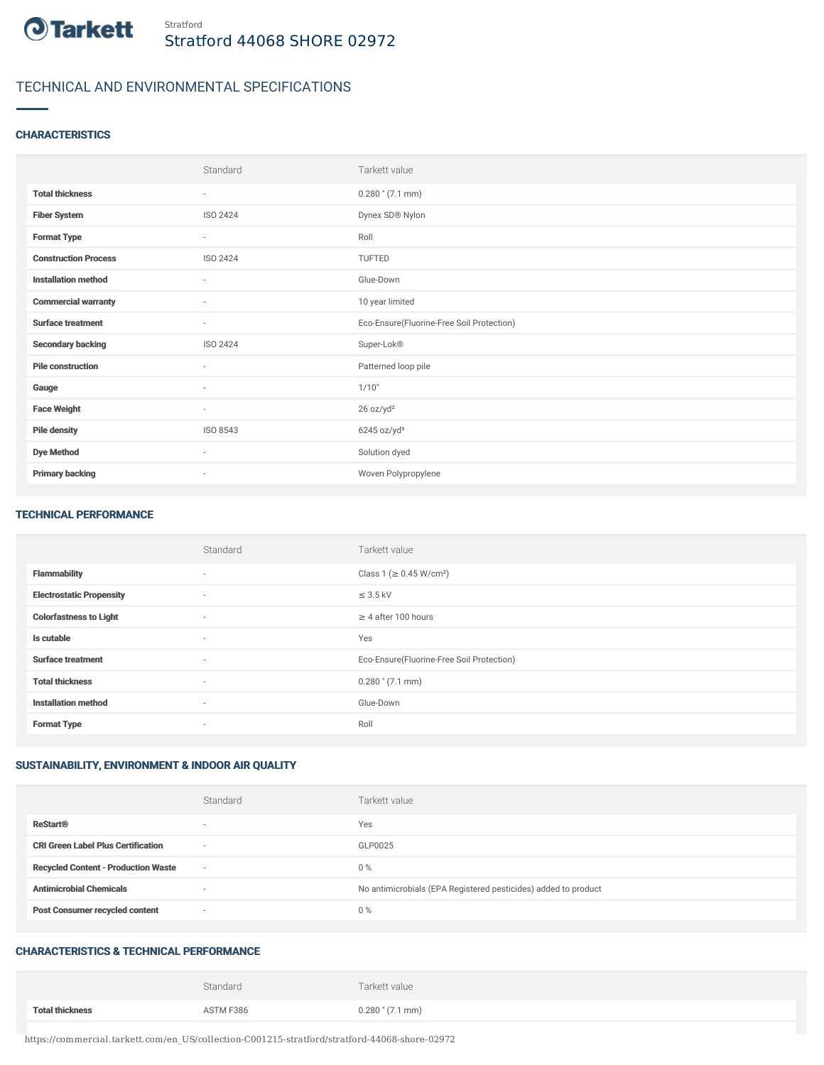Stratford

# Stratford 44068 SHORE 02972

## TECHNICAL AND ENVIRONMENTAL SPECIFICATIONS

### CHARACTERISTICS

| | Standard | Tarkett value |
|---|---|---|
| **Total thickness** | - | 0.280 " (7.1 mm) |
| **Fiber System** | ISO 2424 | Dynex SD® Nylon |
| **Format Type** | - | Roll |
| **Construction Process** | ISO 2424 | TUFTED |
| **Installation method** | - | Glue-Down |
| **Commercial warranty** | - | 10 year limited |
| **Surface treatment** | - | Eco-Ensure(Fluorine-Free Soil Protection) |
| **Secondary backing** | ISO 2424 | Super-Lok® |
| **Pile construction** | - | Patterned loop pile |
| **Gauge** | - | 1/10" |
| **Face Weight** | - | 26 oz/yd² |
| **Pile density** | ISO 8543 | 6245 oz/yd³ |
| **Dye Method** | - | Solution dyed |
| **Primary backing** | - | Woven Polypropylene |

### TECHNICAL PERFORMANCE

| | Standard | Tarkett value |
|---|---|---|
| **Flammability** | - | Class 1 (≥ 0.45 W/cm²) |
| **Electrostatic Propensity** | - | ≤ 3.5 kV |
| **Colorfastness to Light** | - | ≥ 4 after 100 hours |
| **Is cutable** | - | Yes |
| **Surface treatment** | - | Eco-Ensure(Fluorine-Free Soil Protection) |
| **Total thickness** | - | 0.280 " (7.1 mm) |
| **Installation method** | - | Glue-Down |
| **Format Type** | - | Roll |

### SUSTAINABILITY, ENVIRONMENT & INDOOR AIR QUALITY

| | Standard | Tarkett value |
|---|---|---|
| **ReStart®** | - | Yes |
| **CRI Green Label Plus Certification** | - | GLP0025 |
| **Recycled Content - Production Waste** | - | 0 % |
| **Antimicrobial Chemicals** | - | No antimicrobials (EPA Registered pesticides) added to product |
| **Post Consumer recycled content** | - | 0 % |

### CHARACTERISTICS & TECHNICAL PERFORMANCE

| | Standard | Tarkett value |
|---|---|---|
| **Total thickness** | ASTM F386 | 0.280 " (7.1 mm) |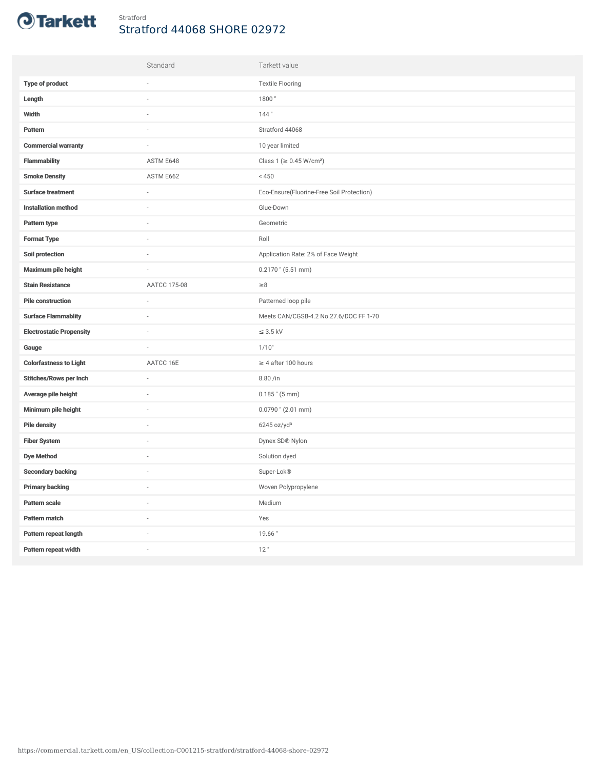Stratford

# Stratford 44068 SHORE 02972

| | Standard | Tarkett value |
|---|---|---|
| **Type of product** | - | Textile Flooring |
| **Length** | - | 1800 " |
| **Width** | - | 144 " |
| **Pattern** | - | Stratford 44068 |
| **Commercial warranty** | - | 10 year limited |
| **Flammability** | ASTM E648 | Class 1 (≥ 0.45 W/cm²) |
| **Smoke Density** | ASTM E662 | < 450 |
| **Surface treatment** | - | Eco-Ensure(Fluorine-Free Soil Protection) |
| **Installation method** | - | Glue-Down |
| **Pattern type** | - | Geometric |
| **Format Type** | - | Roll |
| **Soil protection** | - | Application Rate: 2% of Face Weight |
| **Maximum pile height** | - | 0.2170 " (5.51 mm) |
| **Stain Resistance** | AATCC 175-08 | ≥8 |
| **Pile construction** | - | Patterned loop pile |
| **Surface Flammablity** | - | Meets CAN/CGSB-4.2 No.27.6/DOC FF 1-70 |
| **Electrostatic Propensity** | - | ≤ 3.5 kV |
| **Gauge** | - | 1/10" |
| **Colorfastness to Light** | AATCC 16E | ≥ 4 after 100 hours |
| **Stitches/Rows per Inch** | - | 8.80 /in |
| **Average pile height** | - | 0.185 " (5 mm) |
| **Minimum pile height** | - | 0.0790 " (2.01 mm) |
| **Pile density** | - | 6245 oz/yd³ |
| **Fiber System** | - | Dynex SD® Nylon |
| **Dye Method** | - | Solution dyed |
| **Secondary backing** | - | Super-Lok® |
| **Primary backing** | - | Woven Polypropylene |
| **Pattern scale** | - | Medium |
| **Pattern match** | - | Yes |
| **Pattern repeat length** | - | 19.66 " |
| **Pattern repeat width** | - | 12 " |